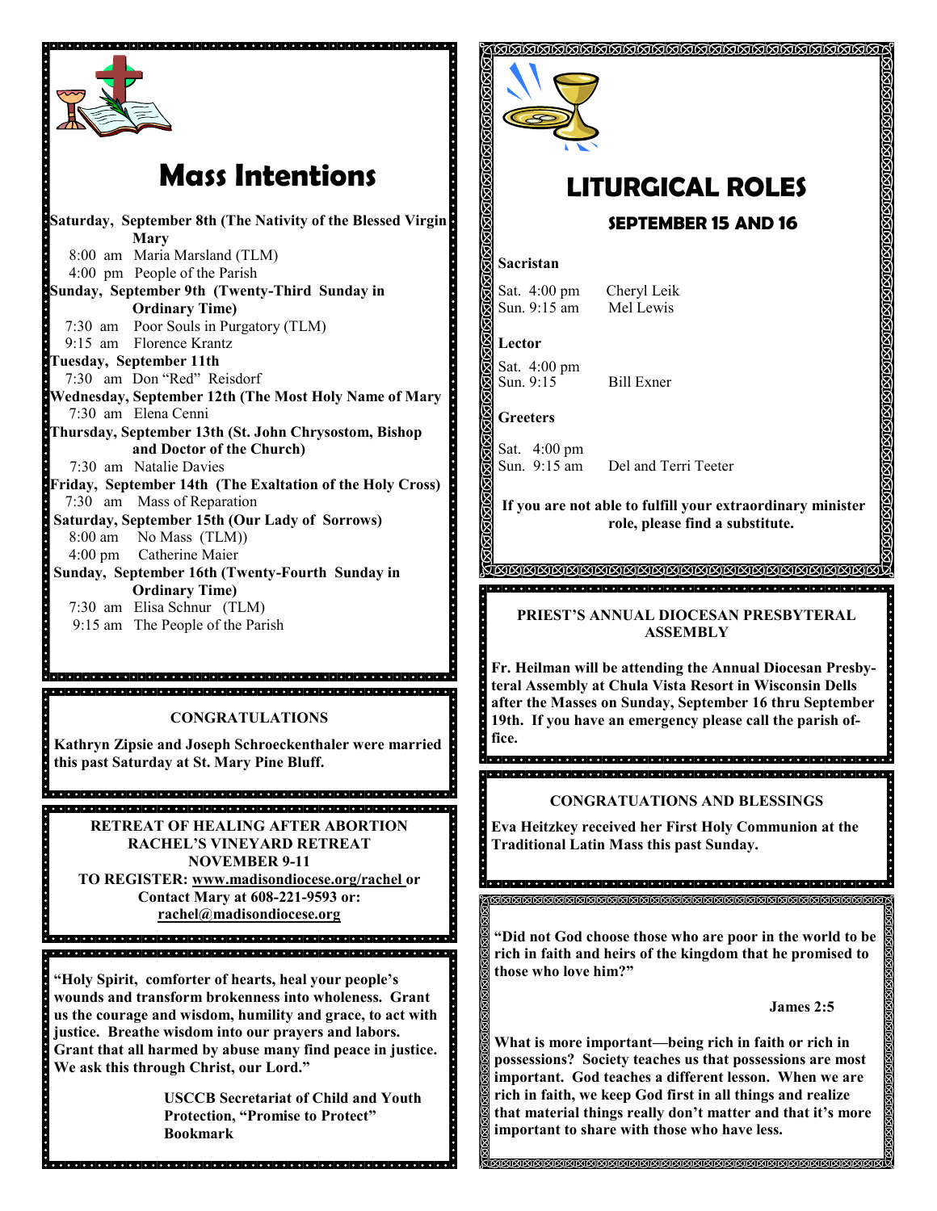# Mass Intentions

**Saturday, September 8th (The Nativity of the Blessed Virgin Mary**
- 8:00 am Maria Marsland (TLM)
- 4:00 pm People of the Parish

**Sunday, September 9th (Twenty-Third Sunday in Ordinary Time)**
- 7:30 am Poor Souls in Purgatory (TLM)
- 9:15 am Florence Krantz

**Tuesday, September 11th**
- 7:30 am Don "Red" Reisdorf

**Wednesday, September 12th (The Most Holy Name of Mary**
- 7:30 am Elena Cenni

**Thursday, September 13th (St. John Chrysostom, Bishop and Doctor of the Church)**
- 7:30 am Natalie Davies

**Friday, September 14th (The Exaltation of the Holy Cross)**
- 7:30 am Mass of Reparation

**Saturday, September 15th (Our Lady of Sorrows)**
- 8:00 am No Mass (TLM))
- 4:00 pm Catherine Maier

**Sunday, September 16th (Twenty-Fourth Sunday in Ordinary Time)**
- 7:30 am Elisa Schnur (TLM)
- 9:15 am The People of the Parish

### CONGRATULATIONS

**Kathryn Zipsie and Joseph Schroeckenthaler were married this past Saturday at St. Mary Pine Bluff.**

### RETREAT OF HEALING AFTER ABORTION
### RACHEL'S VINEYARD RETREAT
### NOVEMBER 9-11

**TO REGISTER: www.madisondiocese.org/rachel or Contact Mary at 608-221-9593 or: rachel@madisondiocese.org**

**"Holy Spirit, comforter of hearts, heal your people's wounds and transform brokenness into wholeness. Grant us the courage and wisdom, humility and grace, to act with justice. Breathe wisdom into our prayers and labors. Grant that all harmed by abuse many find peace in justice. We ask this through Christ, our Lord."**

**USCCB Secretariat of Child and Youth Protection, "Promise to Protect" Bookmark**

# LITURGICAL ROLES

## SEPTEMBER 15 AND 16

**Sacristan**

Sat. 4:00 pm Cheryl Leik
Sun. 9:15 am Mel Lewis

**Lector**

Sat. 4:00 pm
Sun. 9:15 Bill Exner

**Greeters**

Sat. 4:00 pm
Sun. 9:15 am Del and Terri Teeter

**If you are not able to fulfill your extraordinary minister role, please find a substitute.**

### PRIEST'S ANNUAL DIOCESAN PRESBYTERAL ASSEMBLY

**Fr. Heilman will be attending the Annual Diocesan Presbyteral Assembly at Chula Vista Resort in Wisconsin Dells after the Masses on Sunday, September 16 thru September 19th. If you have an emergency please call the parish office.**

### CONGRATUATIONS AND BLESSINGS

**Eva Heitzkey received her First Holy Communion at the Traditional Latin Mass this past Sunday.**

**"Did not God choose those who are poor in the world to be rich in faith and heirs of the kingdom that he promised to those who love him?"**

**James 2:5**

**What is more important—being rich in faith or rich in possessions? Society teaches us that possessions are most important. God teaches a different lesson. When we are rich in faith, we keep God first in all things and realize that material things really don't matter and that it's more important to share with those who have less.**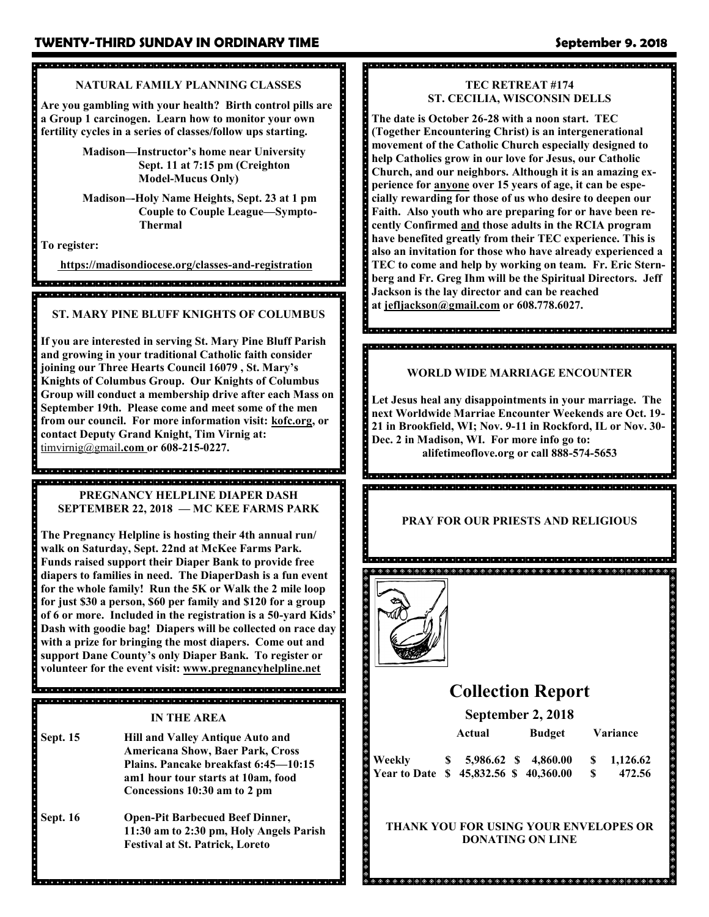## NATURAL FAMILY PLANNING CLASSES

**Are you gambling with your health? Birth control pills are a Group 1 carcinogen. Learn how to monitor your own fertility cycles in a series of classes/follow ups starting.**

**Madison—Instructor's home near University Sept. 11 at 7:15 pm (Creighton Model-Mucus Only)**

**Madison–-Holy Name Heights, Sept. 23 at 1 pm Couple to Couple League—Sympto-Thermal**

**To register:**

**https://madisondiocese.org/classes-and-registration**

## ST. MARY PINE BLUFF KNIGHTS OF COLUMBUS

**If you are interested in serving St. Mary Pine Bluff Parish and growing in your traditional Catholic faith consider joining our Three Hearts Council 16079 , St. Mary's Knights of Columbus Group. Our Knights of Columbus Group will conduct a membership drive after each Mass on September 19th. Please come and meet some of the men from our council. For more information visit: kofc.org, or contact Deputy Grand Knight, Tim Virnig at:** timvirnig@gmail**.com or 608-215-0227.**

## PREGNANCY HELPLINE DIAPER DASH SEPTEMBER 22, 2018 — MC KEE FARMS PARK

**The Pregnancy Helpline is hosting their 4th annual run/walk on Saturday, Sept. 22nd at McKee Farms Park. Funds raised support their Diaper Bank to provide free diapers to families in need. The DiaperDash is a fun event for the whole family! Run the 5K or Walk the 2 mile loop for just $30 a person, $60 per family and $120 for a group of 6 or more. Included in the registration is a 50-yard Kids' Dash with goodie bag! Diapers will be collected on race day with a prize for bringing the most diapers. Come out and support Dane County's only Diaper Bank. To register or volunteer for the event visit: www.pregnancyhelpline.net**

## IN THE AREA

**Sept. 15** — **Hill and Valley Antique Auto and Americana Show, Baer Park, Cross Plains. Pancake breakfast 6:45—10:15 am1 hour tour starts at 10am, food Concessions 10:30 am to 2 pm**

**Sept. 16** — **Open-Pit Barbecued Beef Dinner, 11:30 am to 2:30 pm, Holy Angels Parish Festival at St. Patrick, Loreto**

## TEC RETREAT #174 ST. CECILIA, WISCONSIN DELLS

**The date is October 26-28 with a noon start. TEC (Together Encountering Christ) is an intergenerational movement of the Catholic Church especially designed to help Catholics grow in our love for Jesus, our Catholic Church, and our neighbors. Although it is an amazing experience for anyone over 15 years of age, it can be especially rewarding for those of us who desire to deepen our Faith. Also youth who are preparing for or have been recently Confirmed and those adults in the RCIA program have benefited greatly from their TEC experience. This is also an invitation for those who have already experienced a TEC to come and help by working on team. Fr. Eric Sternberg and Fr. Greg Ihm will be the Spiritual Directors. Jeff Jackson is the lay director and can be reached at jefljackson@gmail.com or 608.778.6027.**

## WORLD WIDE MARRIAGE ENCOUNTER

**Let Jesus heal any disappointments in your marriage. The next Worldwide Marriae Encounter Weekends are Oct. 19-21 in Brookfield, WI; Nov. 9-11 in Rockford, IL or Nov. 30-Dec. 2 in Madison, WI. For more info go to: alifetimeoflove.org or call 888-574-5653**

## PRAY FOR OUR PRIESTS AND RELIGIOUS

# Collection Report

**September 2, 2018**

| | Actual | Budget | Variance |
|---|---|---|---|
| Weekly | $ 5,986.62 | $ 4,860.00 | $ 1,126.62 |
| Year to Date | $ 45,832.56 | $ 40,360.00 | $ 472.56 |

**THANK YOU FOR USING YOUR ENVELOPES OR DONATING ON LINE**